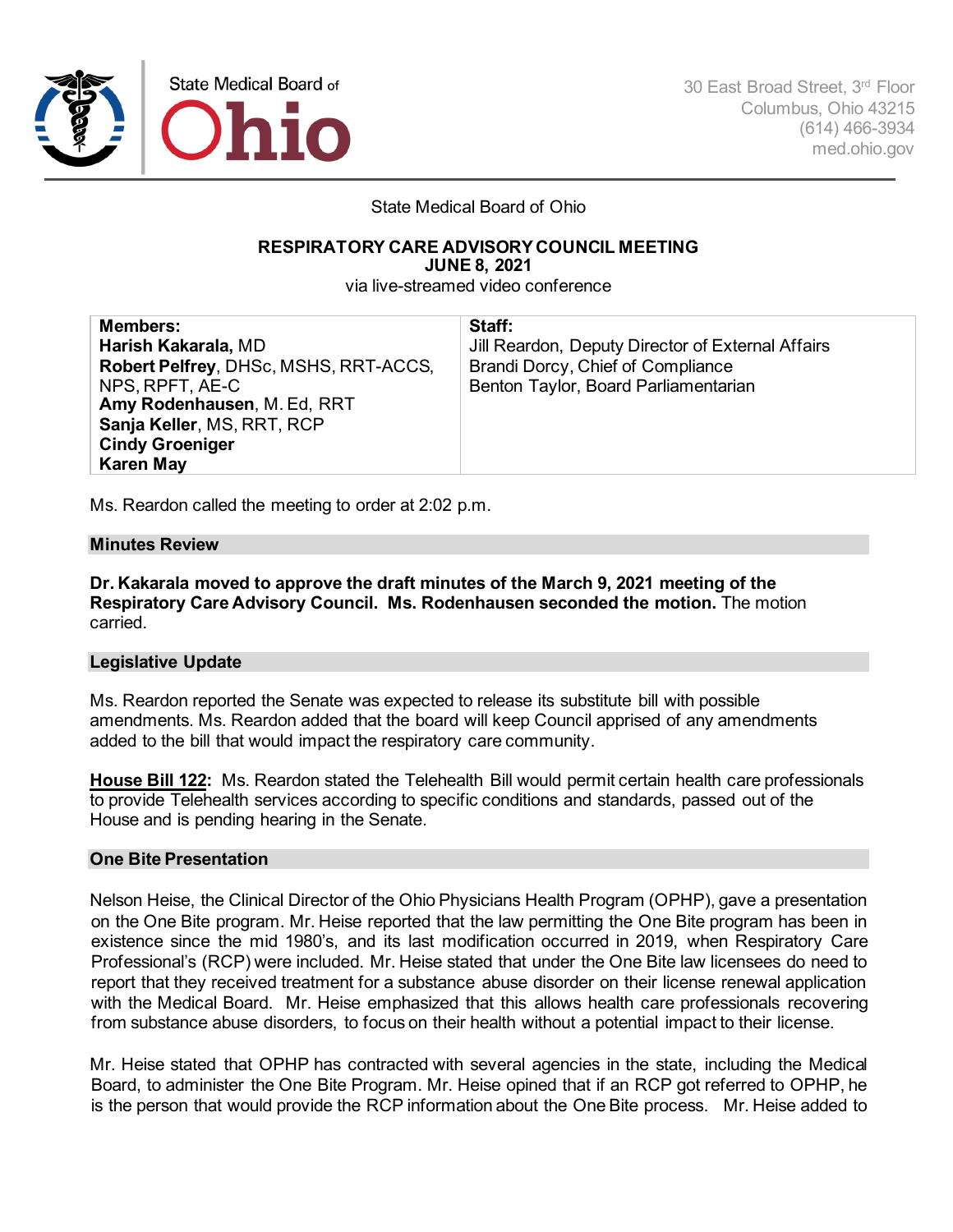State Medical Board of Ohio

30 East Broad Street, 3rd Floor
Columbus, Ohio 43215
(614) 466-3934
med.ohio.gov

State Medical Board of Ohio

## RESPIRATORY CARE ADVISORY COUNCIL MEETING
## JUNE 8, 2021

via live-streamed video conference

| Members: | Staff: |
|---|---|
| **Harish Kakarala,** MD<br>**Robert Pelfrey**, DHSc, MSHS, RRT-ACCS, NPS, RPFT, AE-C<br>**Amy Rodenhausen**, M. Ed, RRT<br>**Sanja Keller**, MS, RRT, RCP<br>**Cindy Groeniger**<br>**Karen May** | Jill Reardon, Deputy Director of External Affairs<br>Brandi Dorcy, Chief of Compliance<br>Benton Taylor, Board Parliamentarian |

Ms. Reardon called the meeting to order at 2:02 p.m.

### Minutes Review

**Dr. Kakarala moved to approve the draft minutes of the March 9, 2021 meeting of the Respiratory Care Advisory Council. Ms. Rodenhausen seconded the motion.** The motion carried.

### Legislative Update

Ms. Reardon reported the Senate was expected to release its substitute bill with possible amendments. Ms. Reardon added that the board will keep Council apprised of any amendments added to the bill that would impact the respiratory care community.

**House Bill 122:** Ms. Reardon stated the Telehealth Bill would permit certain health care professionals to provide Telehealth services according to specific conditions and standards, passed out of the House and is pending hearing in the Senate.

### One Bite Presentation

Nelson Heise, the Clinical Director of the Ohio Physicians Health Program (OPHP), gave a presentation on the One Bite program. Mr. Heise reported that the law permitting the One Bite program has been in existence since the mid 1980's, and its last modification occurred in 2019, when Respiratory Care Professional's (RCP) were included. Mr. Heise stated that under the One Bite law licensees do need to report that they received treatment for a substance abuse disorder on their license renewal application with the Medical Board. Mr. Heise emphasized that this allows health care professionals recovering from substance abuse disorders, to focus on their health without a potential impact to their license.

Mr. Heise stated that OPHP has contracted with several agencies in the state, including the Medical Board, to administer the One Bite Program. Mr. Heise opined that if an RCP got referred to OPHP, he is the person that would provide the RCP information about the One Bite process. Mr. Heise added to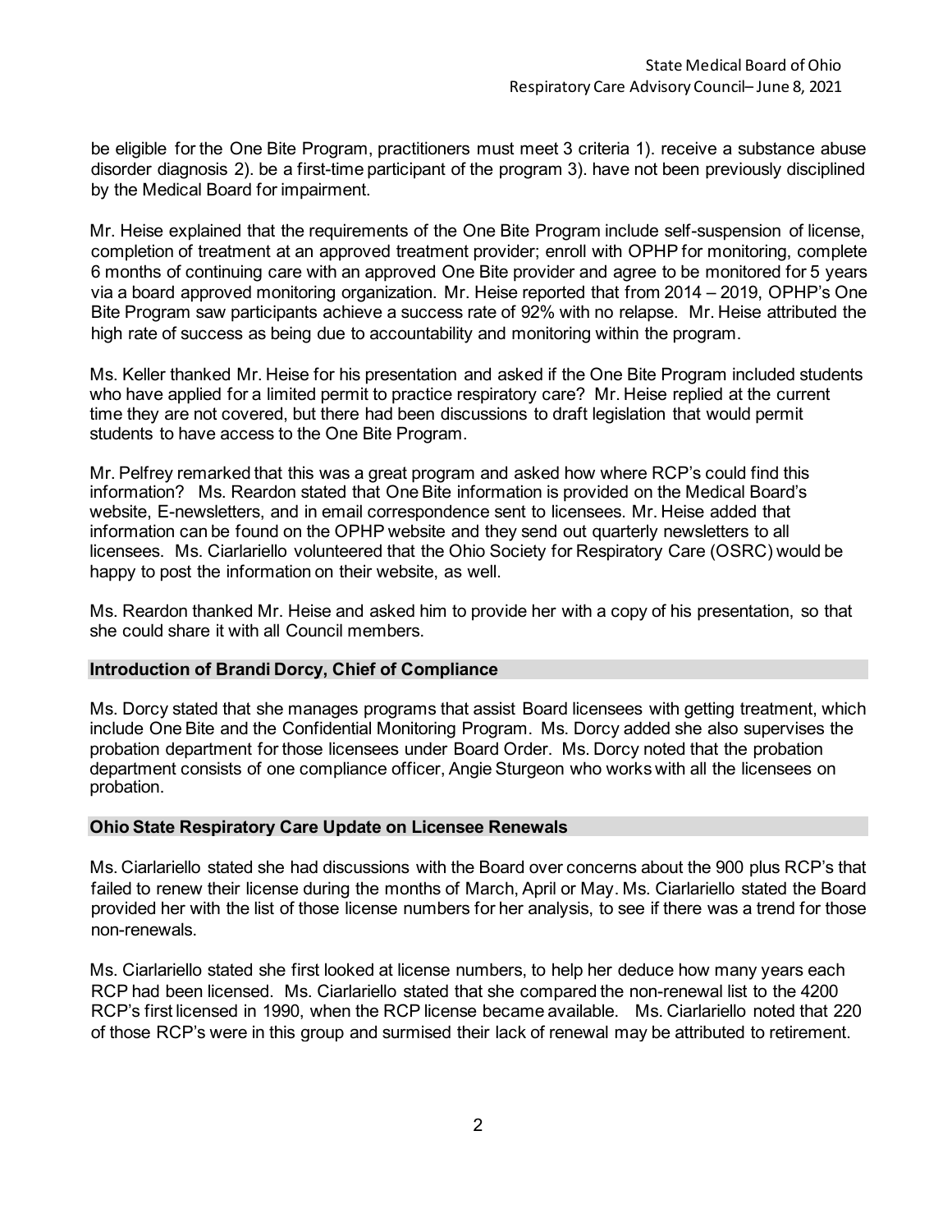be eligible for the One Bite Program, practitioners must meet 3 criteria 1). receive a substance abuse disorder diagnosis 2). be a first-time participant of the program 3). have not been previously disciplined by the Medical Board for impairment.

Mr. Heise explained that the requirements of the One Bite Program include self-suspension of license, completion of treatment at an approved treatment provider; enroll with OPHP for monitoring, complete 6 months of continuing care with an approved One Bite provider and agree to be monitored for 5 years via a board approved monitoring organization. Mr. Heise reported that from 2014 – 2019, OPHP's One Bite Program saw participants achieve a success rate of 92% with no relapse. Mr. Heise attributed the high rate of success as being due to accountability and monitoring within the program.

Ms. Keller thanked Mr. Heise for his presentation and asked if the One Bite Program included students who have applied for a limited permit to practice respiratory care? Mr. Heise replied at the current time they are not covered, but there had been discussions to draft legislation that would permit students to have access to the One Bite Program.

Mr. Pelfrey remarked that this was a great program and asked how where RCP's could find this information? Ms. Reardon stated that One Bite information is provided on the Medical Board's website, E-newsletters, and in email correspondence sent to licensees. Mr. Heise added that information can be found on the OPHP website and they send out quarterly newsletters to all licensees. Ms. Ciarlariello volunteered that the Ohio Society for Respiratory Care (OSRC) would be happy to post the information on their website, as well.

Ms. Reardon thanked Mr. Heise and asked him to provide her with a copy of his presentation, so that she could share it with all Council members.

### Introduction of Brandi Dorcy, Chief of Compliance

Ms. Dorcy stated that she manages programs that assist Board licensees with getting treatment, which include One Bite and the Confidential Monitoring Program. Ms. Dorcy added she also supervises the probation department for those licensees under Board Order. Ms. Dorcy noted that the probation department consists of one compliance officer, Angie Sturgeon who works with all the licensees on probation.

### Ohio State Respiratory Care Update on Licensee Renewals

Ms. Ciarlariello stated she had discussions with the Board over concerns about the 900 plus RCP's that failed to renew their license during the months of March, April or May. Ms. Ciarlariello stated the Board provided her with the list of those license numbers for her analysis, to see if there was a trend for those non-renewals.

Ms. Ciarlariello stated she first looked at license numbers, to help her deduce how many years each RCP had been licensed. Ms. Ciarlariello stated that she compared the non-renewal list to the 4200 RCP's first licensed in 1990, when the RCP license became available. Ms. Ciarlariello noted that 220 of those RCP's were in this group and surmised their lack of renewal may be attributed to retirement.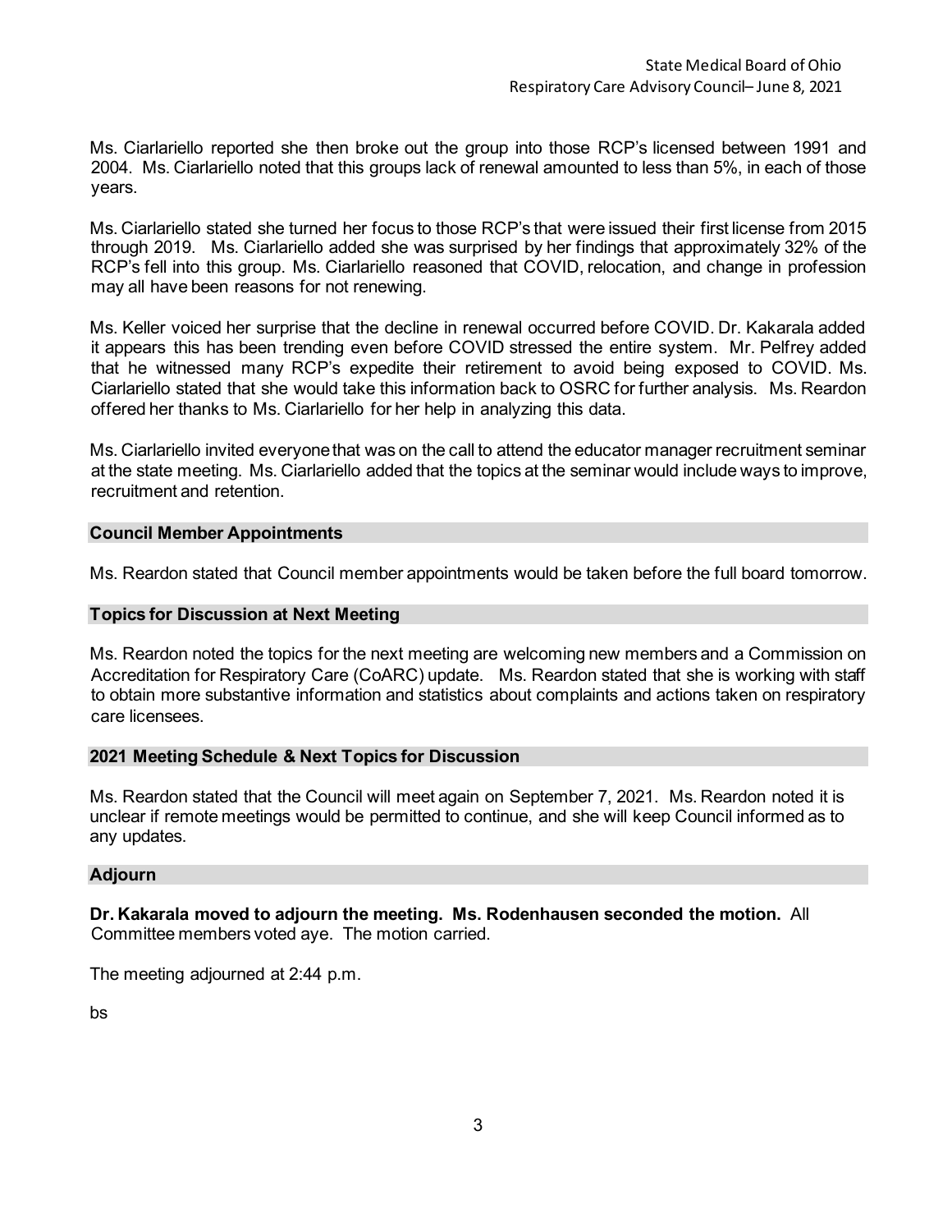Ms. Ciarlariello reported she then broke out the group into those RCP's licensed between 1991 and 2004. Ms. Ciarlariello noted that this groups lack of renewal amounted to less than 5%, in each of those years.

Ms. Ciarlariello stated she turned her focus to those RCP's that were issued their first license from 2015 through 2019. Ms. Ciarlariello added she was surprised by her findings that approximately 32% of the RCP's fell into this group. Ms. Ciarlariello reasoned that COVID, relocation, and change in profession may all have been reasons for not renewing.

Ms. Keller voiced her surprise that the decline in renewal occurred before COVID. Dr. Kakarala added it appears this has been trending even before COVID stressed the entire system. Mr. Pelfrey added that he witnessed many RCP's expedite their retirement to avoid being exposed to COVID. Ms. Ciarlariello stated that she would take this information back to OSRC for further analysis. Ms. Reardon offered her thanks to Ms. Ciarlariello for her help in analyzing this data.

Ms. Ciarlariello invited everyone that was on the call to attend the educator manager recruitment seminar at the state meeting. Ms. Ciarlariello added that the topics at the seminar would include ways to improve, recruitment and retention.

## Council Member Appointments

Ms. Reardon stated that Council member appointments would be taken before the full board tomorrow.

## Topics for Discussion at Next Meeting

Ms. Reardon noted the topics for the next meeting are welcoming new members and a Commission on Accreditation for Respiratory Care (CoARC) update. Ms. Reardon stated that she is working with staff to obtain more substantive information and statistics about complaints and actions taken on respiratory care licensees.

## 2021 Meeting Schedule & Next Topics for Discussion

Ms. Reardon stated that the Council will meet again on September 7, 2021. Ms. Reardon noted it is unclear if remote meetings would be permitted to continue, and she will keep Council informed as to any updates.

## Adjourn

**Dr. Kakarala moved to adjourn the meeting. Ms. Rodenhausen seconded the motion.** All Committee members voted aye. The motion carried.

The meeting adjourned at 2:44 p.m.

bs